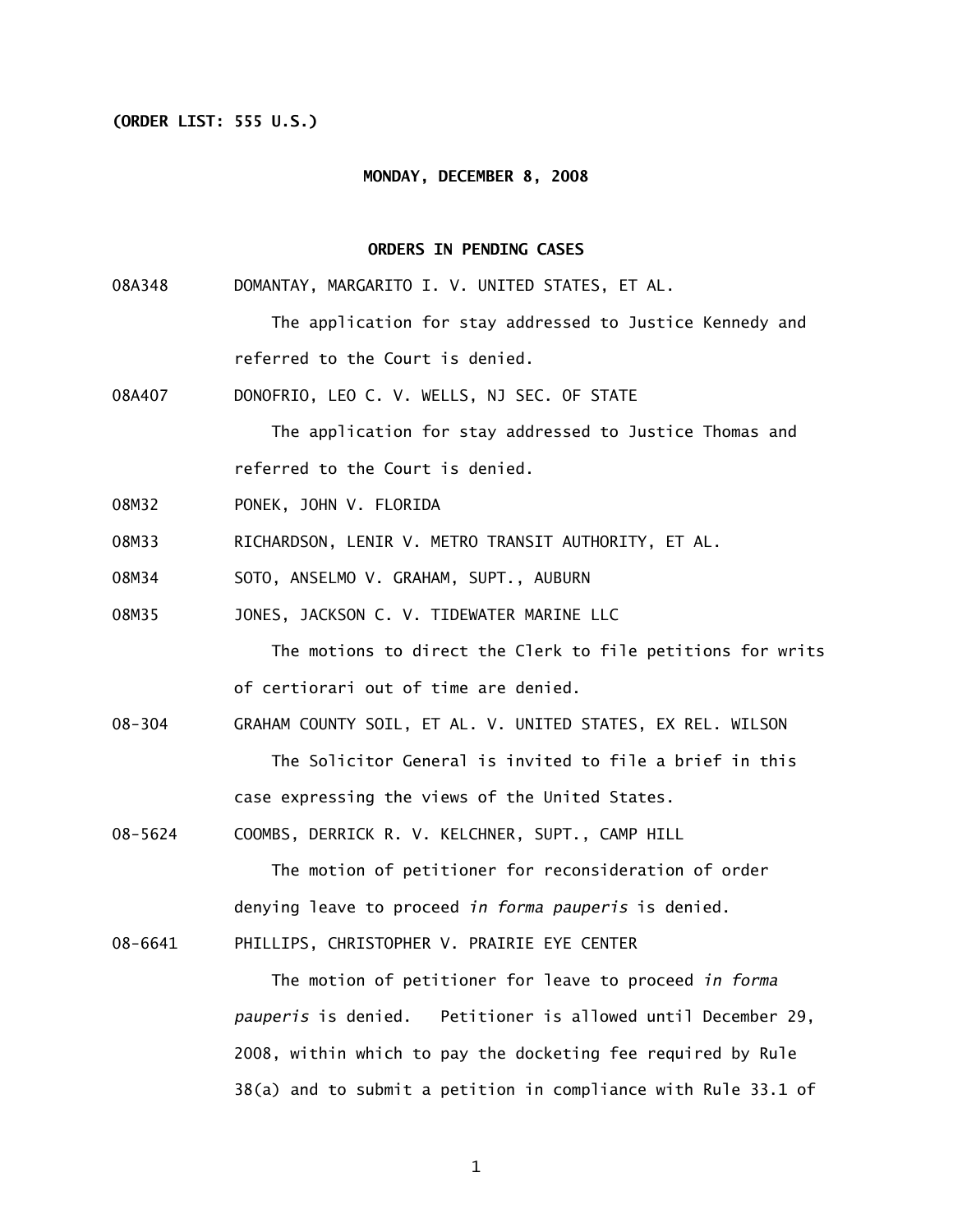**(ORDER LIST: 555 U.S.)**

**MONDAY, DECEMBER 8, 2008**

**ORDERS IN PENDING CASES**

08A348 DOMANTAY, MARGARITO I. V. UNITED STATES, ET AL.

The application for stay addressed to Justice Kennedy and referred to the Court is denied.

08A407 DONOFRIO, LEO C. V. WELLS, NJ SEC. OF STATE

The application for stay addressed to Justice Thomas and referred to the Court is denied.

08M32 PONEK, JOHN V. FLORIDA

08M33 RICHARDSON, LENIR V. METRO TRANSIT AUTHORITY, ET AL.

08M34 SOTO, ANSELMO V. GRAHAM, SUPT., AUBURN

08M35 JONES, JACKSON C. V. TIDEWATER MARINE LLC

The motions to direct the Clerk to file petitions for writs of certiorari out of time are denied.

08-304 GRAHAM COUNTY SOIL, ET AL. V. UNITED STATES, EX REL. WILSON

The Solicitor General is invited to file a brief in this case expressing the views of the United States.

08-5624 COOMBS, DERRICK R. V. KELCHNER, SUPT., CAMP HILL

The motion of petitioner for reconsideration of order denying leave to proceed *in forma pauperis* is denied.

08-6641 PHILLIPS, CHRISTOPHER V. PRAIRIE EYE CENTER

The motion of petitioner for leave to proceed *in forma pauperis* is denied. Petitioner is allowed until December 29, 2008, within which to pay the docketing fee required by Rule 38(a) and to submit a petition in compliance with Rule 33.1 of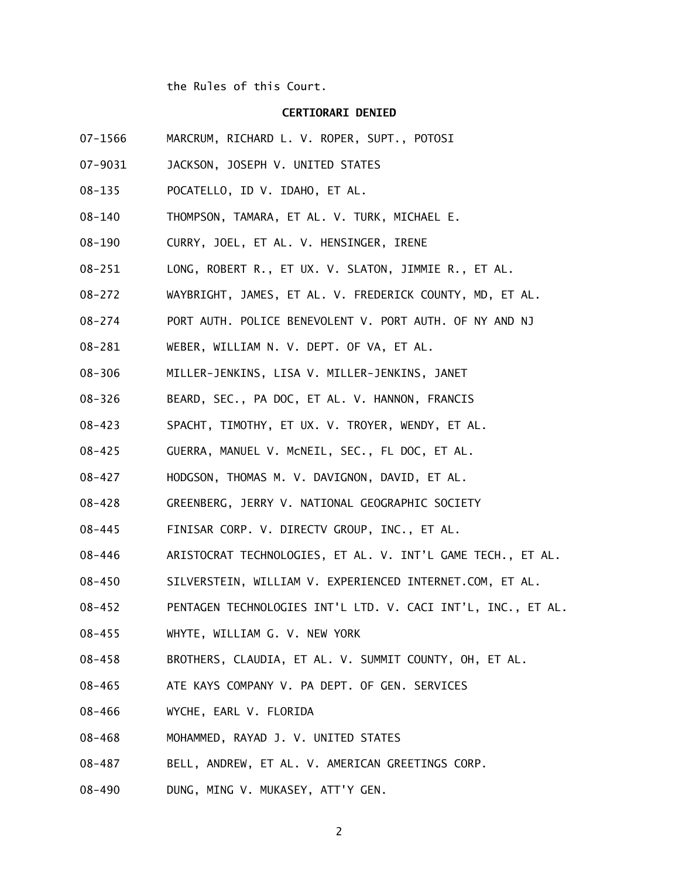the Rules of this Court.

## CERTIORARI DENIED

07-1566 MARCRUM, RICHARD L. V. ROPER, SUPT., POTOSI

07-9031 JACKSON, JOSEPH V. UNITED STATES

08-135 POCATELLO, ID V. IDAHO, ET AL.

08-140 THOMPSON, TAMARA, ET AL. V. TURK, MICHAEL E.

08-190 CURRY, JOEL, ET AL. V. HENSINGER, IRENE

08-251 LONG, ROBERT R., ET UX. V. SLATON, JIMMIE R., ET AL.

08-272 WAYBRIGHT, JAMES, ET AL. V. FREDERICK COUNTY, MD, ET AL.

08-274 PORT AUTH. POLICE BENEVOLENT V. PORT AUTH. OF NY AND NJ

08-281 WEBER, WILLIAM N. V. DEPT. OF VA, ET AL.

08-306 MILLER-JENKINS, LISA V. MILLER-JENKINS, JANET

08-326 BEARD, SEC., PA DOC, ET AL. V. HANNON, FRANCIS

08-423 SPACHT, TIMOTHY, ET UX. V. TROYER, WENDY, ET AL.

08-425 GUERRA, MANUEL V. McNEIL, SEC., FL DOC, ET AL.

08-427 HODGSON, THOMAS M. V. DAVIGNON, DAVID, ET AL.

08-428 GREENBERG, JERRY V. NATIONAL GEOGRAPHIC SOCIETY

08-445 FINISAR CORP. V. DIRECTV GROUP, INC., ET AL.

08-446 ARISTOCRAT TECHNOLOGIES, ET AL. V. INT'L GAME TECH., ET AL.

08-450 SILVERSTEIN, WILLIAM V. EXPERIENCED INTERNET.COM, ET AL.

08-452 PENTAGEN TECHNOLOGIES INT'L LTD. V. CACI INT'L, INC., ET AL.

08-455 WHYTE, WILLIAM G. V. NEW YORK

08-458 BROTHERS, CLAUDIA, ET AL. V. SUMMIT COUNTY, OH, ET AL.

08-465 ATE KAYS COMPANY V. PA DEPT. OF GEN. SERVICES

08-466 WYCHE, EARL V. FLORIDA

08-468 MOHAMMED, RAYAD J. V. UNITED STATES

08-487 BELL, ANDREW, ET AL. V. AMERICAN GREETINGS CORP.

08-490 DUNG, MING V. MUKASEY, ATT'Y GEN.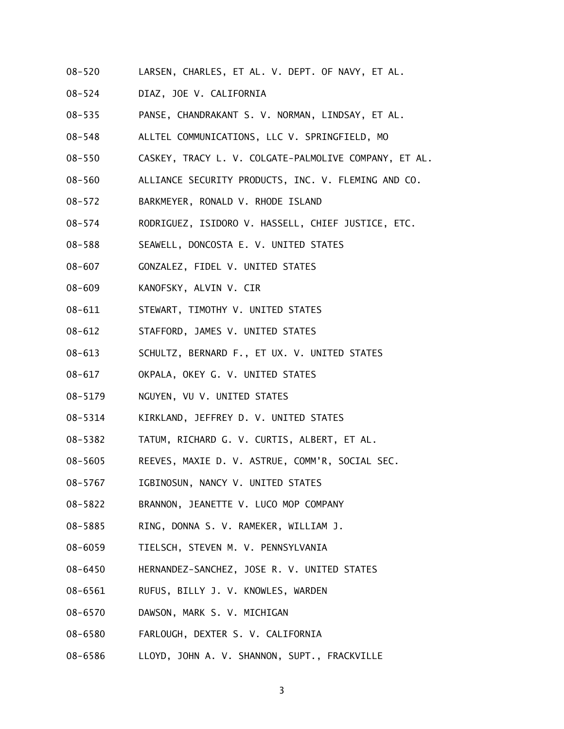08-520 LARSEN, CHARLES, ET AL. V. DEPT. OF NAVY, ET AL.

08-524 DIAZ, JOE V. CALIFORNIA

08-535 PANSE, CHANDRAKANT S. V. NORMAN, LINDSAY, ET AL.

08-548 ALLTEL COMMUNICATIONS, LLC V. SPRINGFIELD, MO

08-550 CASKEY, TRACY L. V. COLGATE-PALMOLIVE COMPANY, ET AL.

08-560 ALLIANCE SECURITY PRODUCTS, INC. V. FLEMING AND CO.

08-572 BARKMEYER, RONALD V. RHODE ISLAND

08-574 RODRIGUEZ, ISIDORO V. HASSELL, CHIEF JUSTICE, ETC.

08-588 SEAWELL, DONCOSTA E. V. UNITED STATES

08-607 GONZALEZ, FIDEL V. UNITED STATES

08-609 KANOFSKY, ALVIN V. CIR

08-611 STEWART, TIMOTHY V. UNITED STATES

08-612 STAFFORD, JAMES V. UNITED STATES

08-613 SCHULTZ, BERNARD F., ET UX. V. UNITED STATES

08-617 OKPALA, OKEY G. V. UNITED STATES

08-5179 NGUYEN, VU V. UNITED STATES

08-5314 KIRKLAND, JEFFREY D. V. UNITED STATES

08-5382 TATUM, RICHARD G. V. CURTIS, ALBERT, ET AL.

08-5605 REEVES, MAXIE D. V. ASTRUE, COMM'R, SOCIAL SEC.

08-5767 IGBINOSUN, NANCY V. UNITED STATES

08-5822 BRANNON, JEANETTE V. LUCO MOP COMPANY

08-5885 RING, DONNA S. V. RAMEKER, WILLIAM J.

08-6059 TIELSCH, STEVEN M. V. PENNSYLVANIA

08-6450 HERNANDEZ-SANCHEZ, JOSE R. V. UNITED STATES

08-6561 RUFUS, BILLY J. V. KNOWLES, WARDEN

08-6570 DAWSON, MARK S. V. MICHIGAN

08-6580 FARLOUGH, DEXTER S. V. CALIFORNIA

08-6586 LLOYD, JOHN A. V. SHANNON, SUPT., FRACKVILLE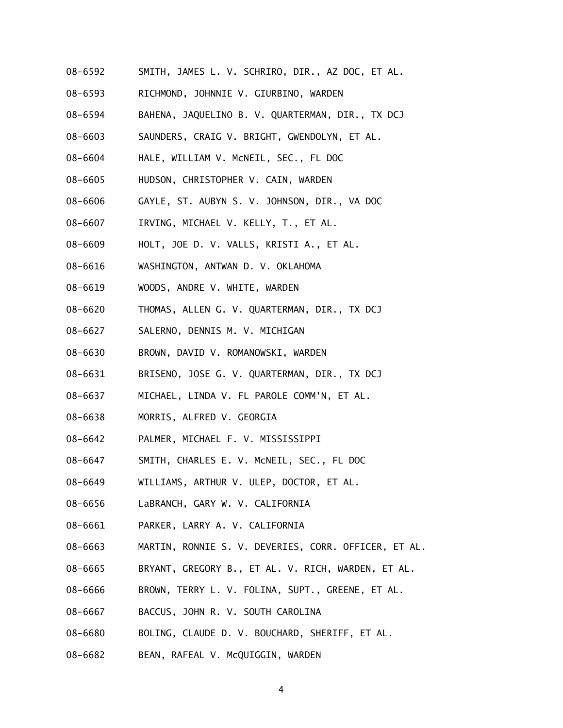08-6592 SMITH, JAMES L. V. SCHRIRO, DIR., AZ DOC, ET AL.

08-6593 RICHMOND, JOHNNIE V. GIURBINO, WARDEN

08-6594 BAHENA, JAQUELINO B. V. QUARTERMAN, DIR., TX DCJ

08-6603 SAUNDERS, CRAIG V. BRIGHT, GWENDOLYN, ET AL.

08-6604 HALE, WILLIAM V. McNEIL, SEC., FL DOC

08-6605 HUDSON, CHRISTOPHER V. CAIN, WARDEN

08-6606 GAYLE, ST. AUBYN S. V. JOHNSON, DIR., VA DOC

08-6607 IRVING, MICHAEL V. KELLY, T., ET AL.

08-6609 HOLT, JOE D. V. VALLS, KRISTI A., ET AL.

08-6616 WASHINGTON, ANTWAN D. V. OKLAHOMA

08-6619 WOODS, ANDRE V. WHITE, WARDEN

08-6620 THOMAS, ALLEN G. V. QUARTERMAN, DIR., TX DCJ

08-6627 SALERNO, DENNIS M. V. MICHIGAN

08-6630 BROWN, DAVID V. ROMANOWSKI, WARDEN

08-6631 BRISENO, JOSE G. V. QUARTERMAN, DIR., TX DCJ

08-6637 MICHAEL, LINDA V. FL PAROLE COMM'N, ET AL.

08-6638 MORRIS, ALFRED V. GEORGIA

08-6642 PALMER, MICHAEL F. V. MISSISSIPPI

08-6647 SMITH, CHARLES E. V. McNEIL, SEC., FL DOC

08-6649 WILLIAMS, ARTHUR V. ULEP, DOCTOR, ET AL.

08-6656 LaBRANCH, GARY W. V. CALIFORNIA

08-6661 PARKER, LARRY A. V. CALIFORNIA

08-6663 MARTIN, RONNIE S. V. DEVERIES, CORR. OFFICER, ET AL.

08-6665 BRYANT, GREGORY B., ET AL. V. RICH, WARDEN, ET AL.

08-6666 BROWN, TERRY L. V. FOLINA, SUPT., GREENE, ET AL.

08-6667 BACCUS, JOHN R. V. SOUTH CAROLINA

08-6680 BOLING, CLAUDE D. V. BOUCHARD, SHERIFF, ET AL.

08-6682 BEAN, RAFEAL V. McQUIGGIN, WARDEN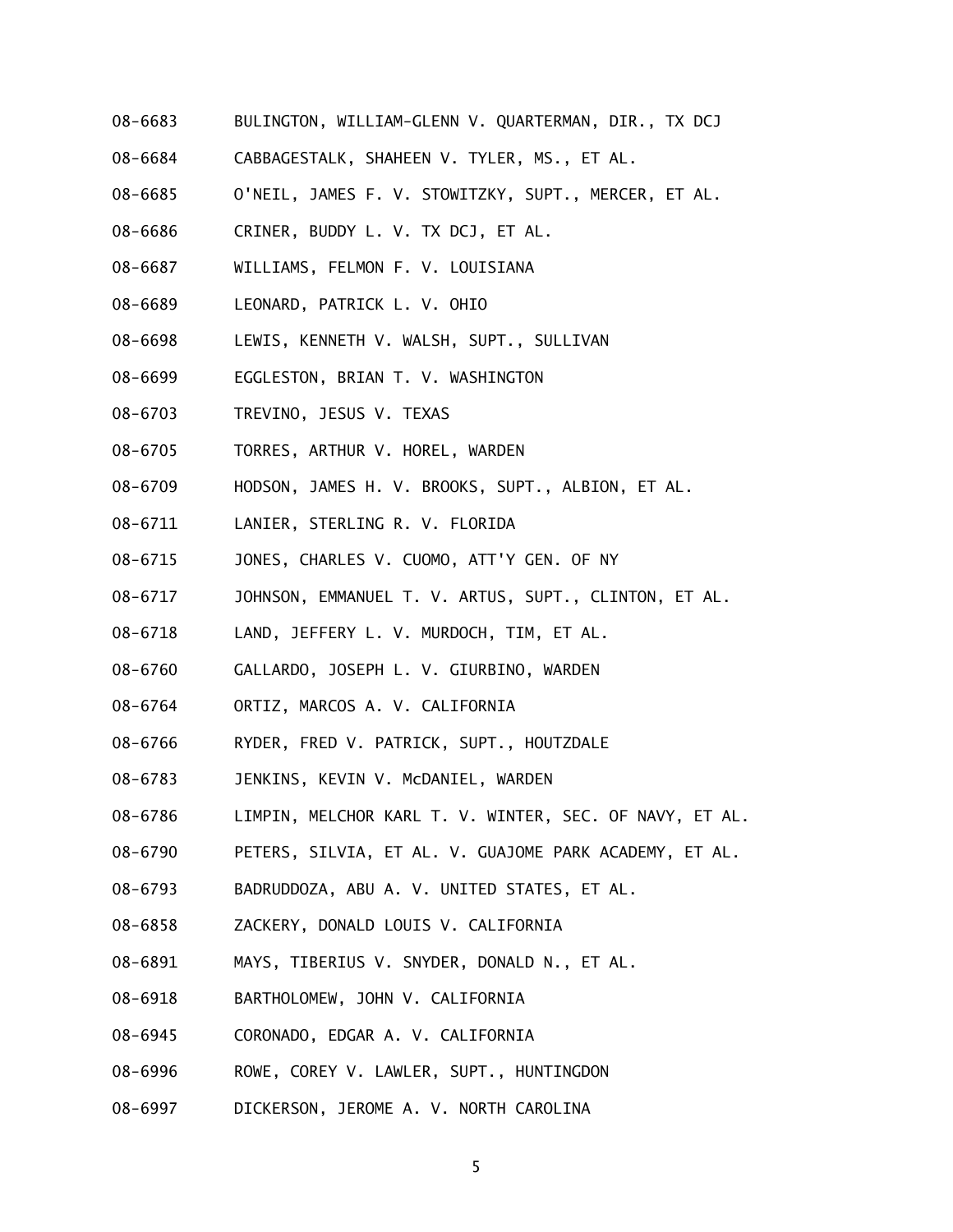08-6683 BULINGTON, WILLIAM-GLENN V. QUARTERMAN, DIR., TX DCJ

08-6684 CABBAGESTALK, SHAHEEN V. TYLER, MS., ET AL.

08-6685 O'NEIL, JAMES F. V. STOWITZKY, SUPT., MERCER, ET AL.

08-6686 CRINER, BUDDY L. V. TX DCJ, ET AL.

08-6687 WILLIAMS, FELMON F. V. LOUISIANA

08-6689 LEONARD, PATRICK L. V. OHIO

08-6698 LEWIS, KENNETH V. WALSH, SUPT., SULLIVAN

08-6699 EGGLESTON, BRIAN T. V. WASHINGTON

08-6703 TREVINO, JESUS V. TEXAS

08-6705 TORRES, ARTHUR V. HOREL, WARDEN

08-6709 HODSON, JAMES H. V. BROOKS, SUPT., ALBION, ET AL.

08-6711 LANIER, STERLING R. V. FLORIDA

08-6715 JONES, CHARLES V. CUOMO, ATT'Y GEN. OF NY

08-6717 JOHNSON, EMMANUEL T. V. ARTUS, SUPT., CLINTON, ET AL.

08-6718 LAND, JEFFERY L. V. MURDOCH, TIM, ET AL.

08-6760 GALLARDO, JOSEPH L. V. GIURBINO, WARDEN

08-6764 ORTIZ, MARCOS A. V. CALIFORNIA

08-6766 RYDER, FRED V. PATRICK, SUPT., HOUTZDALE

08-6783 JENKINS, KEVIN V. McDANIEL, WARDEN

08-6786 LIMPIN, MELCHOR KARL T. V. WINTER, SEC. OF NAVY, ET AL.

08-6790 PETERS, SILVIA, ET AL. V. GUAJOME PARK ACADEMY, ET AL.

08-6793 BADRUDDOZA, ABU A. V. UNITED STATES, ET AL.

08-6858 ZACKERY, DONALD LOUIS V. CALIFORNIA

08-6891 MAYS, TIBERIUS V. SNYDER, DONALD N., ET AL.

08-6918 BARTHOLOMEW, JOHN V. CALIFORNIA

08-6945 CORONADO, EDGAR A. V. CALIFORNIA

08-6996 ROWE, COREY V. LAWLER, SUPT., HUNTINGDON

08-6997 DICKERSON, JEROME A. V. NORTH CAROLINA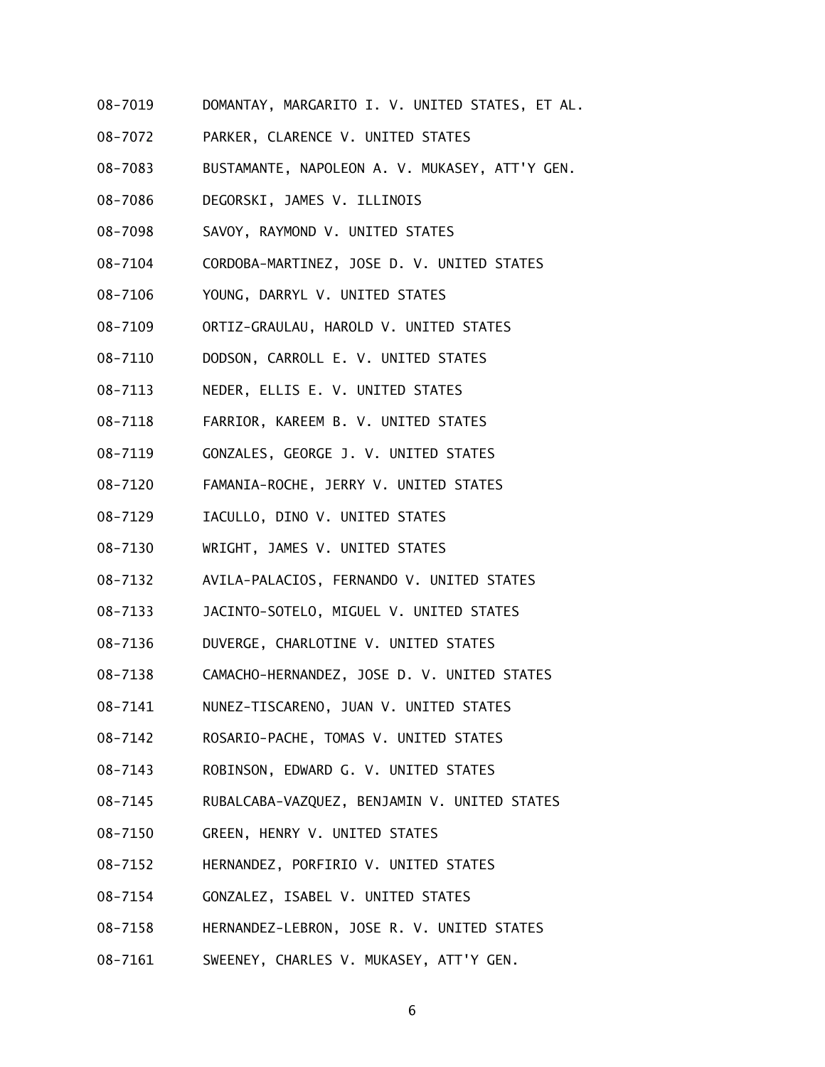08-7019 DOMANTAY, MARGARITO I. V. UNITED STATES, ET AL.

08-7072 PARKER, CLARENCE V. UNITED STATES

08-7083 BUSTAMANTE, NAPOLEON A. V. MUKASEY, ATT'Y GEN.

08-7086 DEGORSKI, JAMES V. ILLINOIS

08-7098 SAVOY, RAYMOND V. UNITED STATES

08-7104 CORDOBA-MARTINEZ, JOSE D. V. UNITED STATES

08-7106 YOUNG, DARRYL V. UNITED STATES

08-7109 ORTIZ-GRAULAU, HAROLD V. UNITED STATES

08-7110 DODSON, CARROLL E. V. UNITED STATES

08-7113 NEDER, ELLIS E. V. UNITED STATES

08-7118 FARRIOR, KAREEM B. V. UNITED STATES

08-7119 GONZALES, GEORGE J. V. UNITED STATES

08-7120 FAMANIA-ROCHE, JERRY V. UNITED STATES

08-7129 IACULLO, DINO V. UNITED STATES

08-7130 WRIGHT, JAMES V. UNITED STATES

08-7132 AVILA-PALACIOS, FERNANDO V. UNITED STATES

08-7133 JACINTO-SOTELO, MIGUEL V. UNITED STATES

08-7136 DUVERGE, CHARLOTINE V. UNITED STATES

08-7138 CAMACHO-HERNANDEZ, JOSE D. V. UNITED STATES

08-7141 NUNEZ-TISCARENO, JUAN V. UNITED STATES

08-7142 ROSARIO-PACHE, TOMAS V. UNITED STATES

08-7143 ROBINSON, EDWARD G. V. UNITED STATES

08-7145 RUBALCABA-VAZQUEZ, BENJAMIN V. UNITED STATES

08-7150 GREEN, HENRY V. UNITED STATES

08-7152 HERNANDEZ, PORFIRIO V. UNITED STATES

08-7154 GONZALEZ, ISABEL V. UNITED STATES

08-7158 HERNANDEZ-LEBRON, JOSE R. V. UNITED STATES

08-7161 SWEENEY, CHARLES V. MUKASEY, ATT'Y GEN.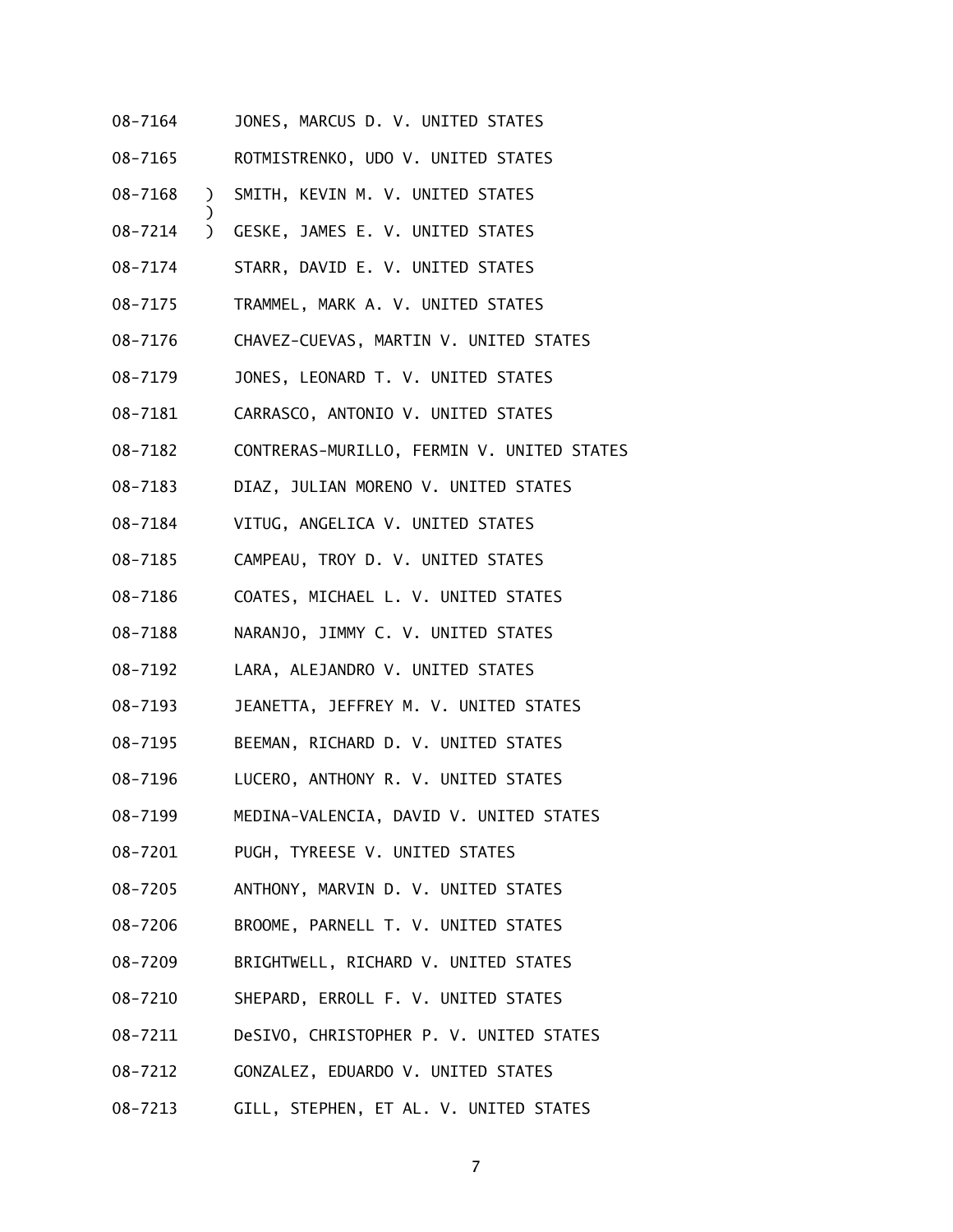08-7164 JONES, MARCUS D. V. UNITED STATES

08-7165 ROTMISTRENKO, UDO V. UNITED STATES

08-7168 ) SMITH, KEVIN M. V. UNITED STATES
)
08-7214 ) GESKE, JAMES E. V. UNITED STATES

08-7174 STARR, DAVID E. V. UNITED STATES

08-7175 TRAMMEL, MARK A. V. UNITED STATES

08-7176 CHAVEZ-CUEVAS, MARTIN V. UNITED STATES

08-7179 JONES, LEONARD T. V. UNITED STATES

08-7181 CARRASCO, ANTONIO V. UNITED STATES

08-7182 CONTRERAS-MURILLO, FERMIN V. UNITED STATES

08-7183 DIAZ, JULIAN MORENO V. UNITED STATES

08-7184 VITUG, ANGELICA V. UNITED STATES

08-7185 CAMPEAU, TROY D. V. UNITED STATES

08-7186 COATES, MICHAEL L. V. UNITED STATES

08-7188 NARANJO, JIMMY C. V. UNITED STATES

08-7192 LARA, ALEJANDRO V. UNITED STATES

08-7193 JEANETTA, JEFFREY M. V. UNITED STATES

08-7195 BEEMAN, RICHARD D. V. UNITED STATES

08-7196 LUCERO, ANTHONY R. V. UNITED STATES

08-7199 MEDINA-VALENCIA, DAVID V. UNITED STATES

08-7201 PUGH, TYREESE V. UNITED STATES

08-7205 ANTHONY, MARVIN D. V. UNITED STATES

08-7206 BROOME, PARNELL T. V. UNITED STATES

08-7209 BRIGHTWELL, RICHARD V. UNITED STATES

08-7210 SHEPARD, ERROLL F. V. UNITED STATES

08-7211 DeSIVO, CHRISTOPHER P. V. UNITED STATES

08-7212 GONZALEZ, EDUARDO V. UNITED STATES

08-7213 GILL, STEPHEN, ET AL. V. UNITED STATES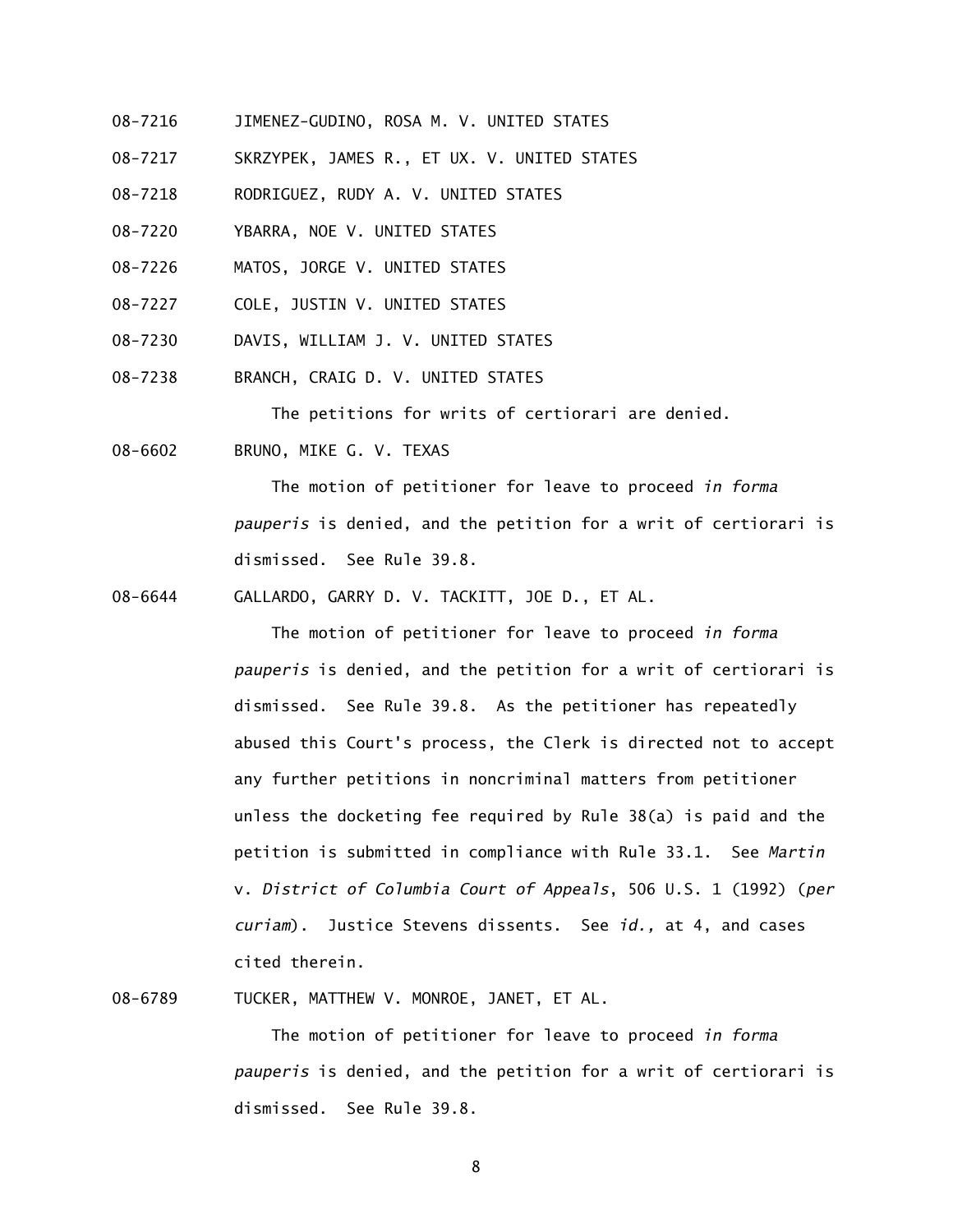08-7216 JIMENEZ-GUDINO, ROSA M. V. UNITED STATES

08-7217 SKRZYPEK, JAMES R., ET UX. V. UNITED STATES

08-7218 RODRIGUEZ, RUDY A. V. UNITED STATES

08-7220 YBARRA, NOE V. UNITED STATES

08-7226 MATOS, JORGE V. UNITED STATES

08-7227 COLE, JUSTIN V. UNITED STATES

08-7230 DAVIS, WILLIAM J. V. UNITED STATES

08-7238 BRANCH, CRAIG D. V. UNITED STATES

The petitions for writs of certiorari are denied.

08-6602 BRUNO, MIKE G. V. TEXAS

The motion of petitioner for leave to proceed *in forma pauperis* is denied, and the petition for a writ of certiorari is dismissed. See Rule 39.8.

08-6644 GALLARDO, GARRY D. V. TACKITT, JOE D., ET AL.

The motion of petitioner for leave to proceed *in forma pauperis* is denied, and the petition for a writ of certiorari is dismissed. See Rule 39.8. As the petitioner has repeatedly abused this Court's process, the Clerk is directed not to accept any further petitions in noncriminal matters from petitioner unless the docketing fee required by Rule 38(a) is paid and the petition is submitted in compliance with Rule 33.1. See *Martin* v. *District of Columbia Court of Appeals*, 506 U.S. 1 (1992) (*per curiam*). Justice Stevens dissents. See *id.,* at 4, and cases cited therein.

08-6789 TUCKER, MATTHEW V. MONROE, JANET, ET AL.

The motion of petitioner for leave to proceed *in forma pauperis* is denied, and the petition for a writ of certiorari is dismissed. See Rule 39.8.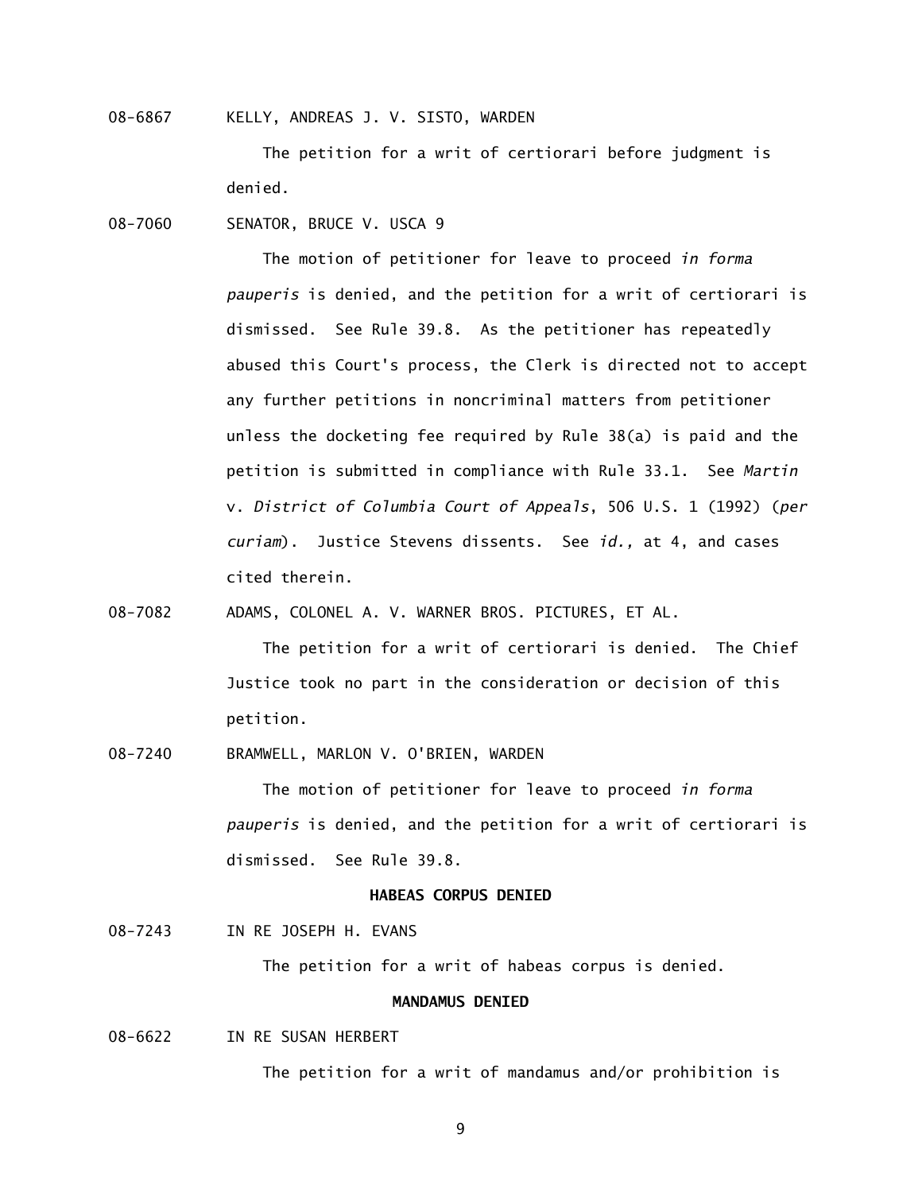08-6867 KELLY, ANDREAS J. V. SISTO, WARDEN

The petition for a writ of certiorari before judgment is denied.

08-7060 SENATOR, BRUCE V. USCA 9

The motion of petitioner for leave to proceed *in forma pauperis* is denied, and the petition for a writ of certiorari is dismissed. See Rule 39.8. As the petitioner has repeatedly abused this Court's process, the Clerk is directed not to accept any further petitions in noncriminal matters from petitioner unless the docketing fee required by Rule 38(a) is paid and the petition is submitted in compliance with Rule 33.1. See *Martin* v. *District of Columbia Court of Appeals*, 506 U.S. 1 (1992) (*per curiam*). Justice Stevens dissents. See *id.,* at 4, and cases cited therein.

08-7082 ADAMS, COLONEL A. V. WARNER BROS. PICTURES, ET AL.

The petition for a writ of certiorari is denied. The Chief Justice took no part in the consideration or decision of this petition.

08-7240 BRAMWELL, MARLON V. O'BRIEN, WARDEN

The motion of petitioner for leave to proceed *in forma pauperis* is denied, and the petition for a writ of certiorari is dismissed. See Rule 39.8.

**HABEAS CORPUS DENIED**

08-7243 IN RE JOSEPH H. EVANS

The petition for a writ of habeas corpus is denied.

**MANDAMUS DENIED**

08-6622 IN RE SUSAN HERBERT

The petition for a writ of mandamus and/or prohibition is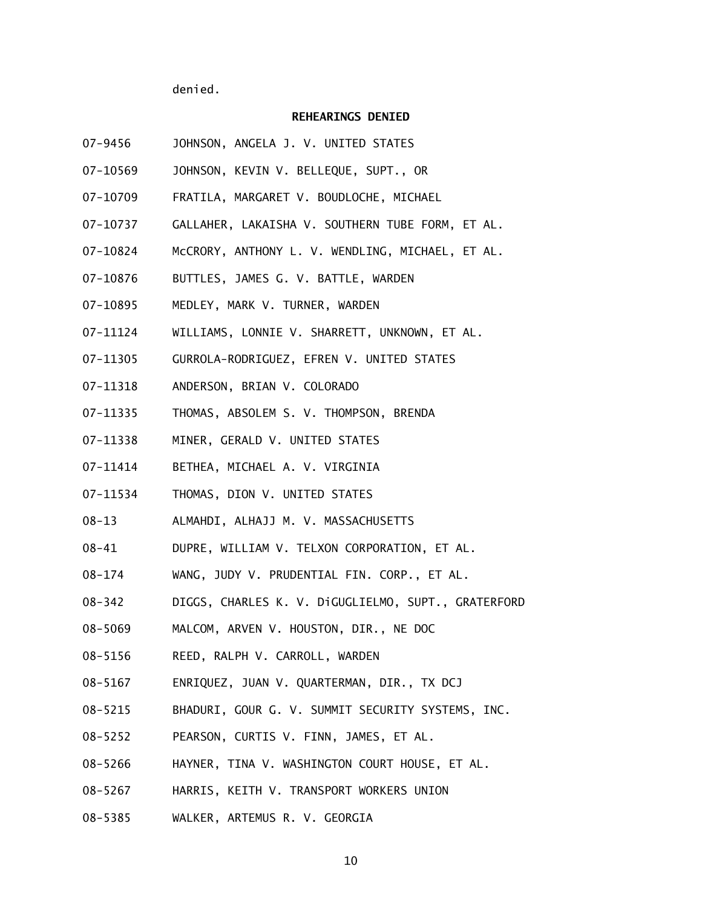denied.

**REHEARINGS DENIED**

07-9456 JOHNSON, ANGELA J. V. UNITED STATES

07-10569 JOHNSON, KEVIN V. BELLEQUE, SUPT., OR

07-10709 FRATILA, MARGARET V. BOUDLOCHE, MICHAEL

07-10737 GALLAHER, LAKAISHA V. SOUTHERN TUBE FORM, ET AL.

07-10824 McCRORY, ANTHONY L. V. WENDLING, MICHAEL, ET AL.

07-10876 BUTTLES, JAMES G. V. BATTLE, WARDEN

07-10895 MEDLEY, MARK V. TURNER, WARDEN

07-11124 WILLIAMS, LONNIE V. SHARRETT, UNKNOWN, ET AL.

07-11305 GURROLA-RODRIGUEZ, EFREN V. UNITED STATES

07-11318 ANDERSON, BRIAN V. COLORADO

07-11335 THOMAS, ABSOLEM S. V. THOMPSON, BRENDA

07-11338 MINER, GERALD V. UNITED STATES

07-11414 BETHEA, MICHAEL A. V. VIRGINIA

07-11534 THOMAS, DION V. UNITED STATES

08-13 ALMAHDI, ALHAJJ M. V. MASSACHUSETTS

08-41 DUPRE, WILLIAM V. TELXON CORPORATION, ET AL.

08-174 WANG, JUDY V. PRUDENTIAL FIN. CORP., ET AL.

08-342 DIGGS, CHARLES K. V. DiGUGLIELMO, SUPT., GRATERFORD

08-5069 MALCOM, ARVEN V. HOUSTON, DIR., NE DOC

08-5156 REED, RALPH V. CARROLL, WARDEN

08-5167 ENRIQUEZ, JUAN V. QUARTERMAN, DIR., TX DCJ

08-5215 BHADURI, GOUR G. V. SUMMIT SECURITY SYSTEMS, INC.

08-5252 PEARSON, CURTIS V. FINN, JAMES, ET AL.

08-5266 HAYNER, TINA V. WASHINGTON COURT HOUSE, ET AL.

08-5267 HARRIS, KEITH V. TRANSPORT WORKERS UNION

08-5385 WALKER, ARTEMUS R. V. GEORGIA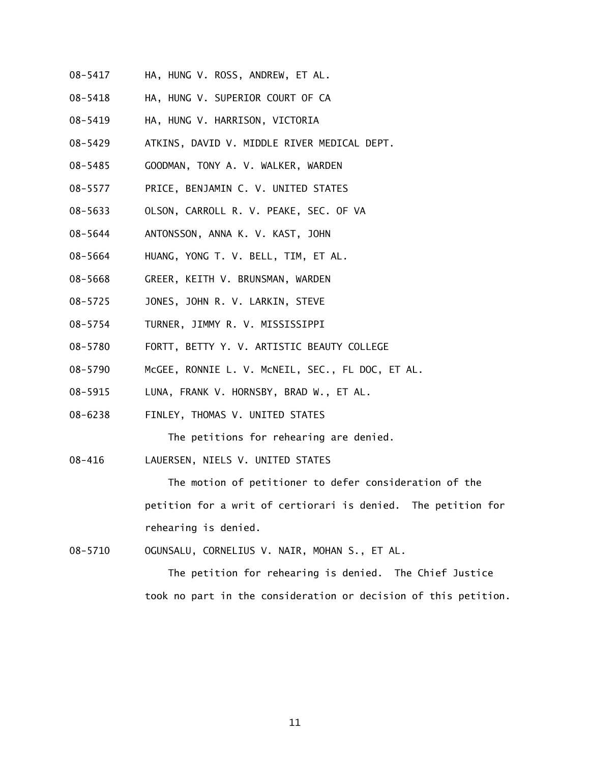08-5417 HA, HUNG V. ROSS, ANDREW, ET AL.

08-5418 HA, HUNG V. SUPERIOR COURT OF CA

08-5419 HA, HUNG V. HARRISON, VICTORIA

08-5429 ATKINS, DAVID V. MIDDLE RIVER MEDICAL DEPT.

08-5485 GOODMAN, TONY A. V. WALKER, WARDEN

08-5577 PRICE, BENJAMIN C. V. UNITED STATES

08-5633 OLSON, CARROLL R. V. PEAKE, SEC. OF VA

08-5644 ANTONSSON, ANNA K. V. KAST, JOHN

08-5664 HUANG, YONG T. V. BELL, TIM, ET AL.

08-5668 GREER, KEITH V. BRUNSMAN, WARDEN

08-5725 JONES, JOHN R. V. LARKIN, STEVE

08-5754 TURNER, JIMMY R. V. MISSISSIPPI

08-5780 FORTT, BETTY Y. V. ARTISTIC BEAUTY COLLEGE

08-5790 McGEE, RONNIE L. V. McNEIL, SEC., FL DOC, ET AL.

08-5915 LUNA, FRANK V. HORNSBY, BRAD W., ET AL.

08-6238 FINLEY, THOMAS V. UNITED STATES

The petitions for rehearing are denied.

08-416 LAUERSEN, NIELS V. UNITED STATES

The motion of petitioner to defer consideration of the petition for a writ of certiorari is denied. The petition for rehearing is denied.

08-5710 OGUNSALU, CORNELIUS V. NAIR, MOHAN S., ET AL.

The petition for rehearing is denied. The Chief Justice took no part in the consideration or decision of this petition.